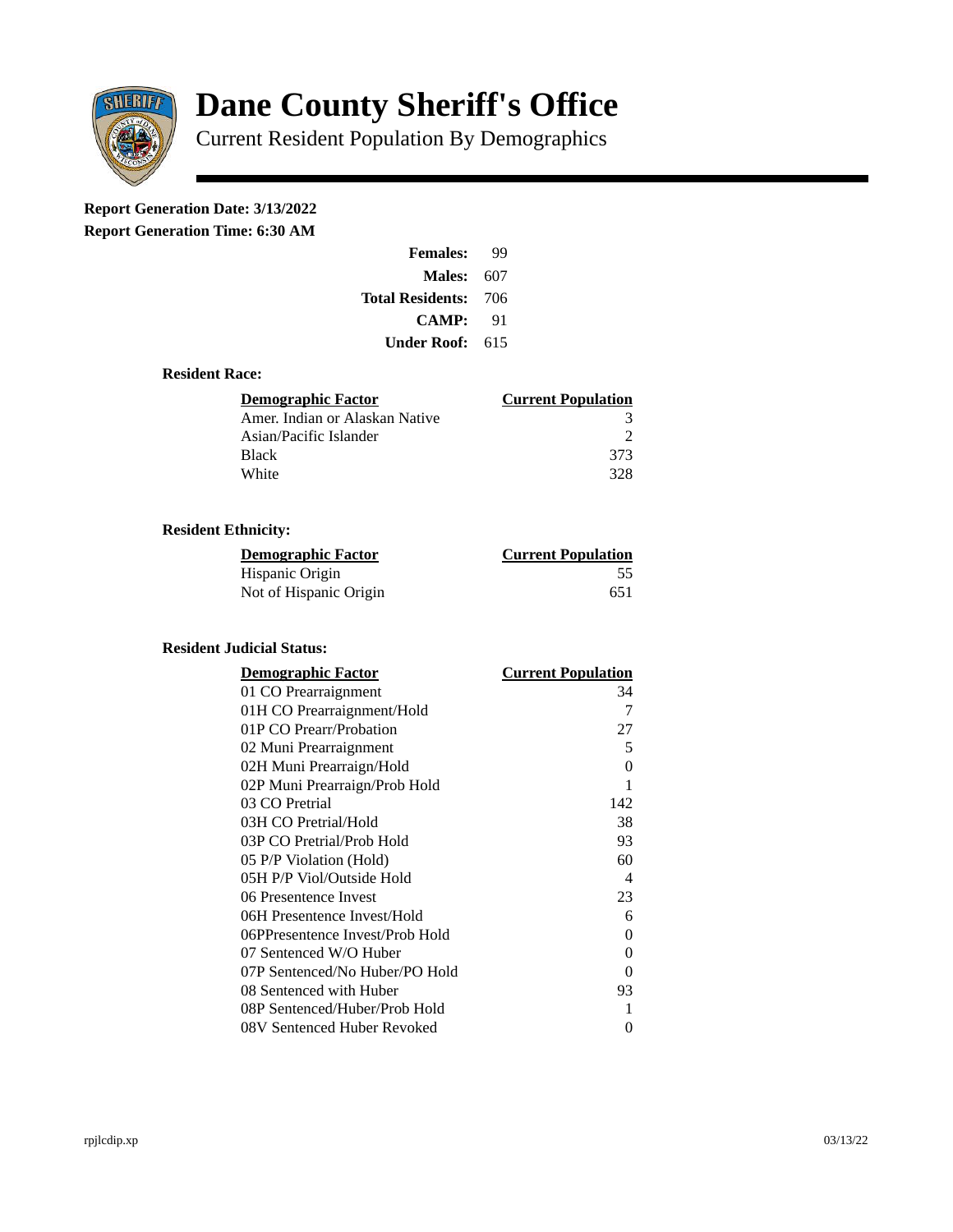# Dane County Sheriff's Office

Current Resident Population By Demographics

**Report Generation Date: 3/13/2022**
**Report Generation Time: 6:30 AM**

| | |
|---|---|
| **Females:** | 99 |
| **Males:** | 607 |
| **Total Residents:** | 706 |
| **CAMP:** | 91 |
| **Under Roof:** | 615 |

### Resident Race:

| Demographic Factor | Current Population |
|---|---|
| Amer. Indian or Alaskan Native | 3 |
| Asian/Pacific Islander | 2 |
| Black | 373 |
| White | 328 |

### Resident Ethnicity:

| Demographic Factor | Current Population |
|---|---|
| Hispanic Origin | 55 |
| Not of Hispanic Origin | 651 |

### Resident Judicial Status:

| Demographic Factor | Current Population |
|---|---|
| 01 CO Prearraignment | 34 |
| 01H CO Prearraignment/Hold | 7 |
| 01P CO Prearr/Probation | 27 |
| 02 Muni Prearraignment | 5 |
| 02H Muni Prearraign/Hold | 0 |
| 02P Muni Prearraign/Prob Hold | 1 |
| 03 CO Pretrial | 142 |
| 03H CO Pretrial/Hold | 38 |
| 03P CO Pretrial/Prob Hold | 93 |
| 05 P/P Violation (Hold) | 60 |
| 05H P/P Viol/Outside Hold | 4 |
| 06 Presentence Invest | 23 |
| 06H Presentence Invest/Hold | 6 |
| 06PPresentence Invest/Prob Hold | 0 |
| 07 Sentenced W/O Huber | 0 |
| 07P Sentenced/No Huber/PO Hold | 0 |
| 08 Sentenced with Huber | 93 |
| 08P Sentenced/Huber/Prob Hold | 1 |
| 08V Sentenced Huber Revoked | 0 |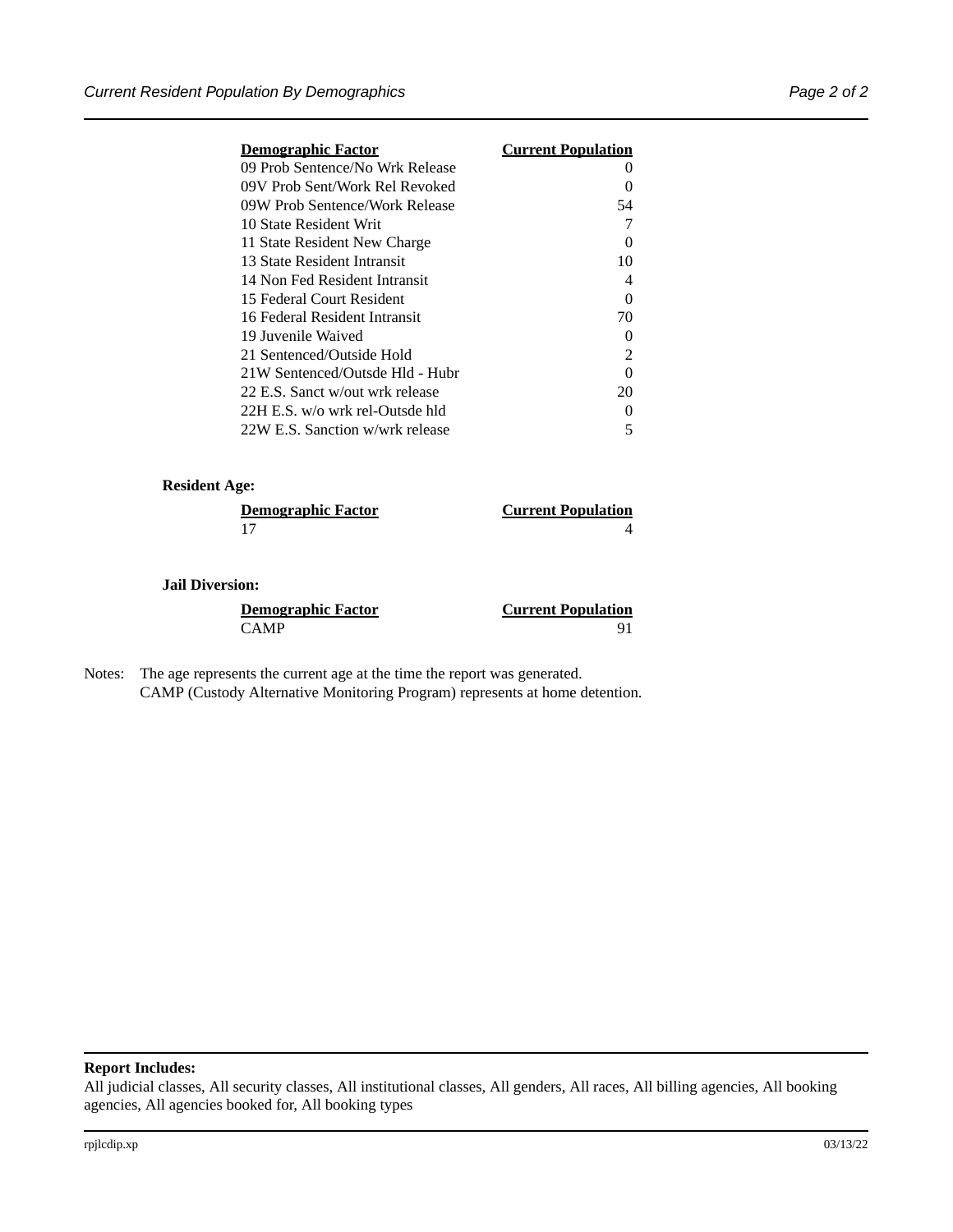| Demographic Factor | Current Population |
| --- | --- |
| 09 Prob Sentence/No Wrk Release | 0 |
| 09V Prob Sent/Work Rel Revoked | 0 |
| 09W Prob Sentence/Work Release | 54 |
| 10 State Resident Writ | 7 |
| 11 State Resident New Charge | 0 |
| 13 State Resident Intransit | 10 |
| 14 Non Fed Resident Intransit | 4 |
| 15 Federal Court Resident | 0 |
| 16 Federal Resident Intransit | 70 |
| 19 Juvenile Waived | 0 |
| 21 Sentenced/Outside Hold | 2 |
| 21W Sentenced/Outsde Hld - Hubr | 0 |
| 22 E.S. Sanct w/out wrk release | 20 |
| 22H E.S. w/o wrk rel-Outsde hld | 0 |
| 22W E.S. Sanction w/wrk release | 5 |

**Resident Age:**

| Demographic Factor | Current Population |
| --- | --- |
| 17 | 4 |

**Jail Diversion:**

| Demographic Factor | Current Population |
| --- | --- |
| CAMP | 91 |

Notes: The age represents the current age at the time the report was generated.
CAMP (Custody Alternative Monitoring Program) represents at home detention.

**Report Includes:**

All judicial classes, All security classes, All institutional classes, All genders, All races, All billing agencies, All booking agencies, All agencies booked for, All booking types